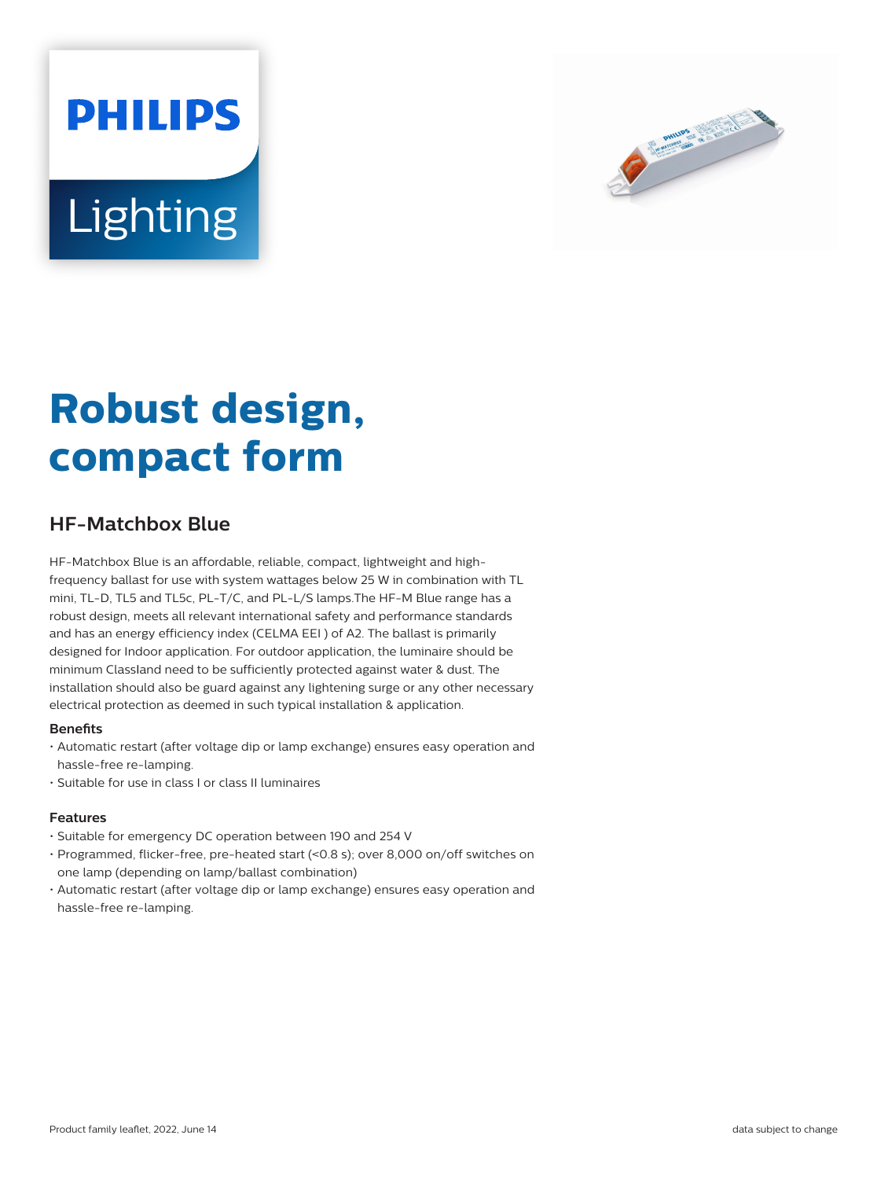PHILIPS

Lighting

# Robust design, compact form

## HF-Matchbox Blue

HF-Matchbox Blue is an affordable, reliable, compact, lightweight and high-frequency ballast for use with system wattages below 25 W in combination with TL mini, TL-D, TL5 and TL5c, PL-T/C, and PL-L/S lamps.The HF-M Blue range has a robust design, meets all relevant international safety and performance standards and has an energy efficiency index (CELMA EEI ) of A2. The ballast is primarily designed for Indoor application. For outdoor application, the luminaire should be minimum ClassIand need to be sufficiently protected against water & dust. The installation should also be guard against any lightening surge or any other necessary electrical protection as deemed in such typical installation & application.

### Benefits

- Automatic restart (after voltage dip or lamp exchange) ensures easy operation and hassle-free re-lamping.
- Suitable for use in class I or class II luminaires

### Features

- Suitable for emergency DC operation between 190 and 254 V
- Programmed, flicker-free, pre-heated start (<0.8 s); over 8,000 on/off switches on one lamp (depending on lamp/ballast combination)
- Automatic restart (after voltage dip or lamp exchange) ensures easy operation and hassle-free re-lamping.

Product family leaflet, 2022, June 14

data subject to change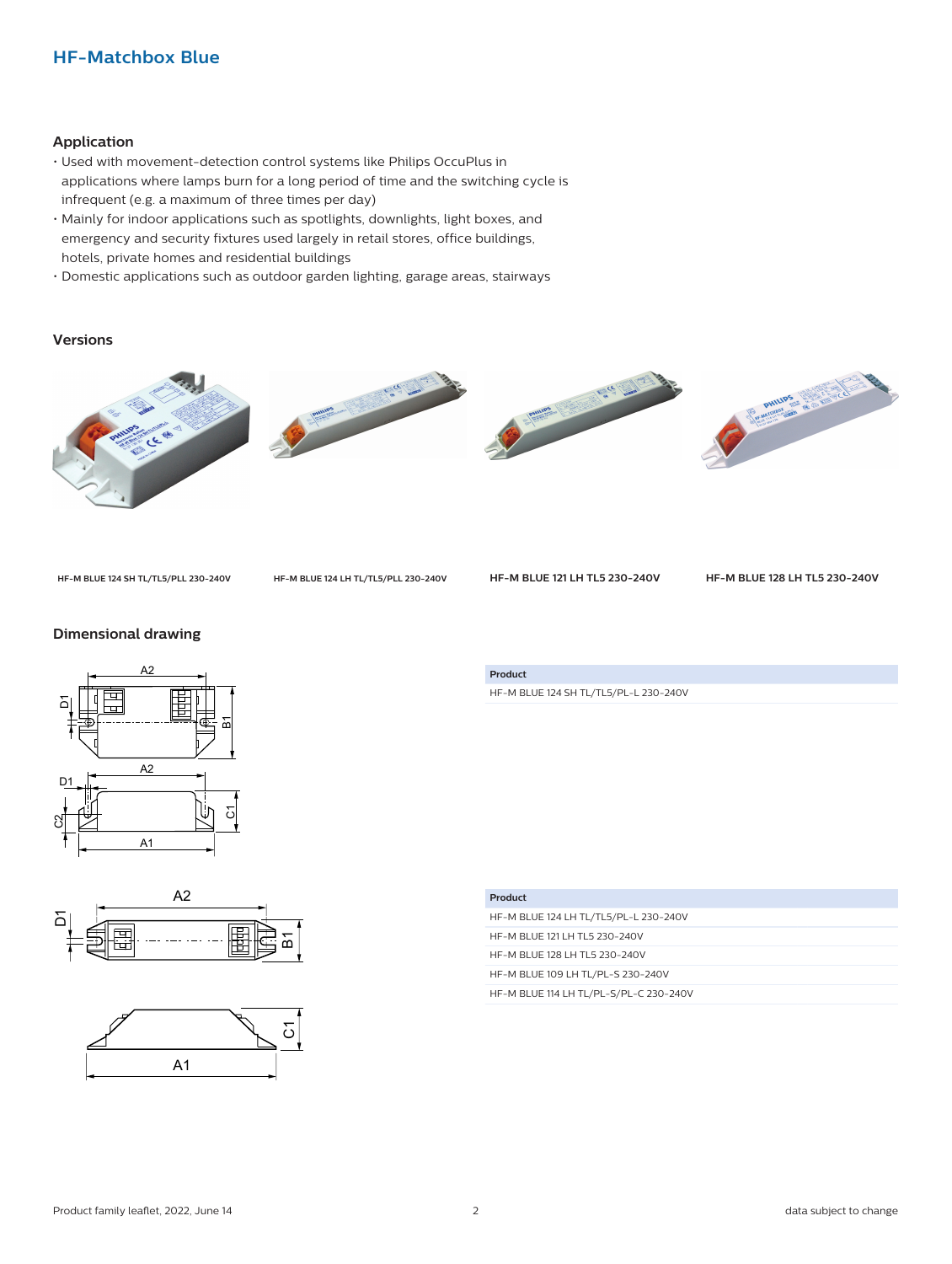## HF-Matchbox Blue

### Application

- Used with movement-detection control systems like Philips OccuPlus in applications where lamps burn for a long period of time and the switching cycle is infrequent (e.g. a maximum of three times per day)
- Mainly for indoor applications such as spotlights, downlights, light boxes, and emergency and security fixtures used largely in retail stores, office buildings, hotels, private homes and residential buildings
- Domestic applications such as outdoor garden lighting, garage areas, stairways

### Versions

HF-M BLUE 124 SH TL/TL5/PLL 230-240V

HF-M BLUE 124 LH TL/TL5/PLL 230-240V

HF-M BLUE 121 LH TL5 230-240V

HF-M BLUE 128 LH TL5 230-240V

### Dimensional drawing

| Product |
| --- |
| HF-M BLUE 124 SH TL/TL5/PL-L 230-240V |

| Product |
| --- |
| HF-M BLUE 124 LH TL/TL5/PL-L 230-240V |
| HF-M BLUE 121 LH TL5 230-240V |
| HF-M BLUE 128 LH TL5 230-240V |
| HF-M BLUE 109 LH TL/PL-S 230-240V |
| HF-M BLUE 114 LH TL/PL-S/PL-C 230-240V |

Product family leaflet, 2022, June 14

data subject to change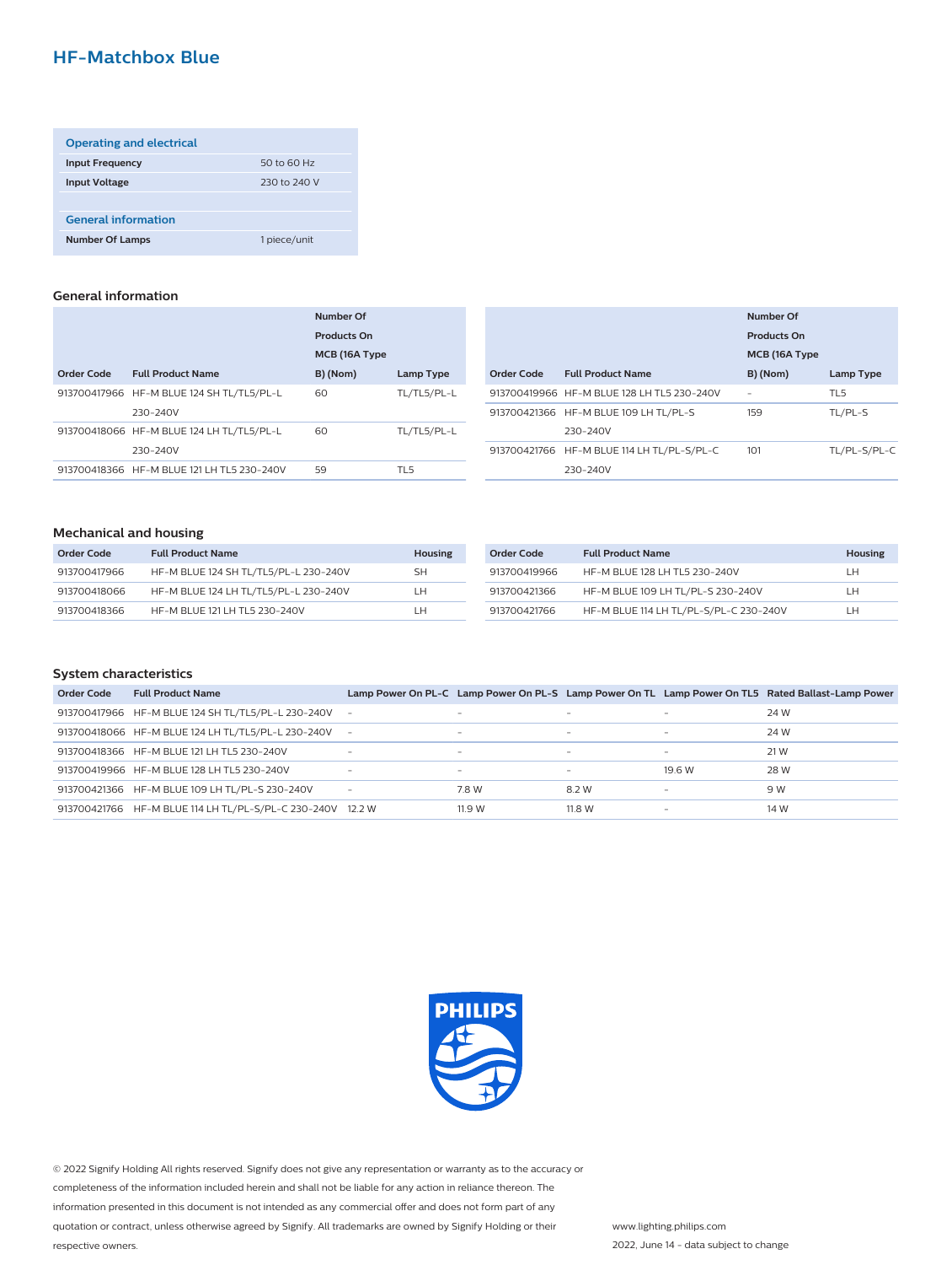# HF-Matchbox Blue

| Operating and electrical | |
|---|---|
| **Input Frequency** | 50 to 60 Hz |
| **Input Voltage** | 230 to 240 V |

| General information | |
|---|---|
| **Number Of Lamps** | 1 piece/unit |

### General information

| Order Code | Full Product Name | Number Of Products On MCB (16A Type B) (Nom) | Lamp Type |
|---|---|---|---|
| 913700417966 | HF-M BLUE 124 SH TL/TL5/PL-L 230-240V | 60 | TL/TL5/PL-L |
| 913700418066 | HF-M BLUE 124 LH TL/TL5/PL-L 230-240V | 60 | TL/TL5/PL-L |
| 913700418366 | HF-M BLUE 121 LH TL5 230-240V | 59 | TL5 |
| 913700419966 | HF-M BLUE 128 LH TL5 230-240V | - | TL5 |
| 913700421366 | HF-M BLUE 109 LH TL/PL-S 230-240V | 159 | TL/PL-S |
| 913700421766 | HF-M BLUE 114 LH TL/PL-S/PL-C 230-240V | 101 | TL/PL-S/PL-C |

### Mechanical and housing

| Order Code | Full Product Name | Housing |
|---|---|---|
| 913700417966 | HF-M BLUE 124 SH TL/TL5/PL-L 230-240V | SH |
| 913700418066 | HF-M BLUE 124 LH TL/TL5/PL-L 230-240V | LH |
| 913700418366 | HF-M BLUE 121 LH TL5 230-240V | LH |
| 913700419966 | HF-M BLUE 128 LH TL5 230-240V | LH |
| 913700421366 | HF-M BLUE 109 LH TL/PL-S 230-240V | LH |
| 913700421766 | HF-M BLUE 114 LH TL/PL-S/PL-C 230-240V | LH |

### System characteristics

| Order Code | Full Product Name | Lamp Power On PL-C | Lamp Power On PL-S | Lamp Power On TL | Lamp Power On TL5 | Rated Ballast-Lamp Power |
|---|---|---|---|---|---|---|
| 913700417966 | HF-M BLUE 124 SH TL/TL5/PL-L 230-240V | - | - | - | - | 24 W |
| 913700418066 | HF-M BLUE 124 LH TL/TL5/PL-L 230-240V | - | - | - | - | 24 W |
| 913700418366 | HF-M BLUE 121 LH TL5 230-240V | - | - | - | - | 21 W |
| 913700419966 | HF-M BLUE 128 LH TL5 230-240V | - | - | - | 19.6 W | 28 W |
| 913700421366 | HF-M BLUE 109 LH TL/PL-S 230-240V | - | 7.8 W | 8.2 W | - | 9 W |
| 913700421766 | HF-M BLUE 114 LH TL/PL-S/PL-C 230-240V | 12.2 W | 11.9 W | 11.8 W | - | 14 W |

© 2022 Signify Holding All rights reserved. Signify does not give any representation or warranty as to the accuracy or completeness of the information included herein and shall not be liable for any action in reliance thereon. The information presented in this document is not intended as any commercial offer and does not form part of any quotation or contract, unless otherwise agreed by Signify. All trademarks are owned by Signify Holding or their respective owners.

www.lighting.philips.com

2022, June 14 - data subject to change